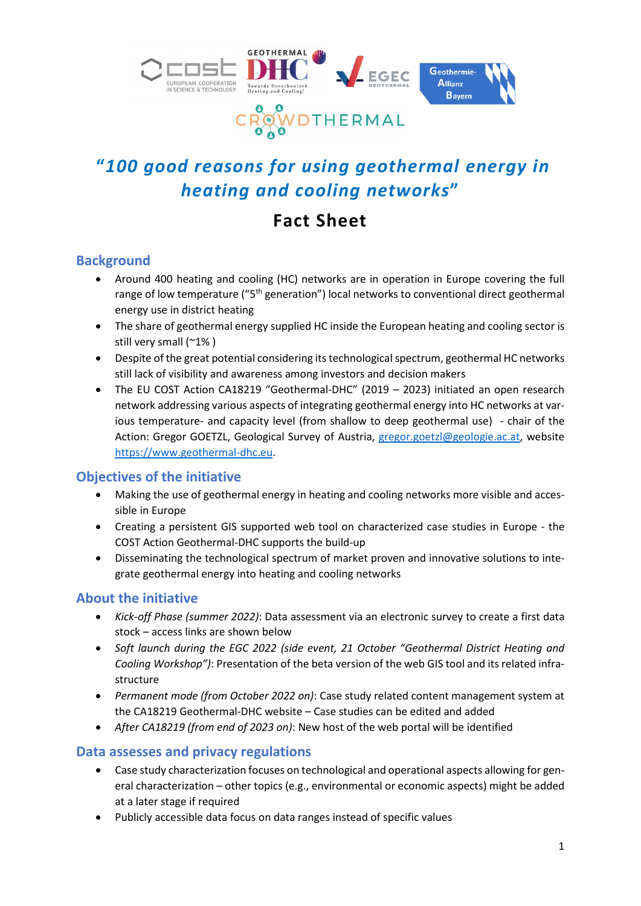# "100 good reasons for using geothermal energy in heating and cooling networks"

## Fact Sheet

### Background

- Around 400 heating and cooling (HC) networks are in operation in Europe covering the full range of low temperature ("5$^{th}$ generation") local networks to conventional direct geothermal energy use in district heating
- The share of geothermal energy supplied HC inside the European heating and cooling sector is still very small (~1% )
- Despite of the great potential considering its technological spectrum, geothermal HC networks still lack of visibility and awareness among investors and decision makers
- The EU COST Action CA18219 "Geothermal-DHC" (2019 – 2023) initiated an open research network addressing various aspects of integrating geothermal energy into HC networks at various temperature- and capacity level (from shallow to deep geothermal use) - chair of the Action: Gregor GOETZL, Geological Survey of Austria, gregor.goetzl@geologie.ac.at, website https://www.geothermal-dhc.eu.

### Objectives of the initiative

- Making the use of geothermal energy in heating and cooling networks more visible and accessible in Europe
- Creating a persistent GIS supported web tool on characterized case studies in Europe - the COST Action Geothermal-DHC supports the build-up
- Disseminating the technological spectrum of market proven and innovative solutions to integrate geothermal energy into heating and cooling networks

### About the initiative

- *Kick-off Phase (summer 2022)*: Data assessment via an electronic survey to create a first data stock – access links are shown below
- *Soft launch during the EGC 2022 (side event, 21 October "Geothermal District Heating and Cooling Workshop")*: Presentation of the beta version of the web GIS tool and its related infrastructure
- *Permanent mode (from October 2022 on)*: Case study related content management system at the CA18219 Geothermal-DHC website – Case studies can be edited and added
- *After CA18219 (from end of 2023 on)*: New host of the web portal will be identified

### Data assesses and privacy regulations

- Case study characterization focuses on technological and operational aspects allowing for general characterization – other topics (e.g., environmental or economic aspects) might be added at a later stage if required
- Publicly accessible data focus on data ranges instead of specific values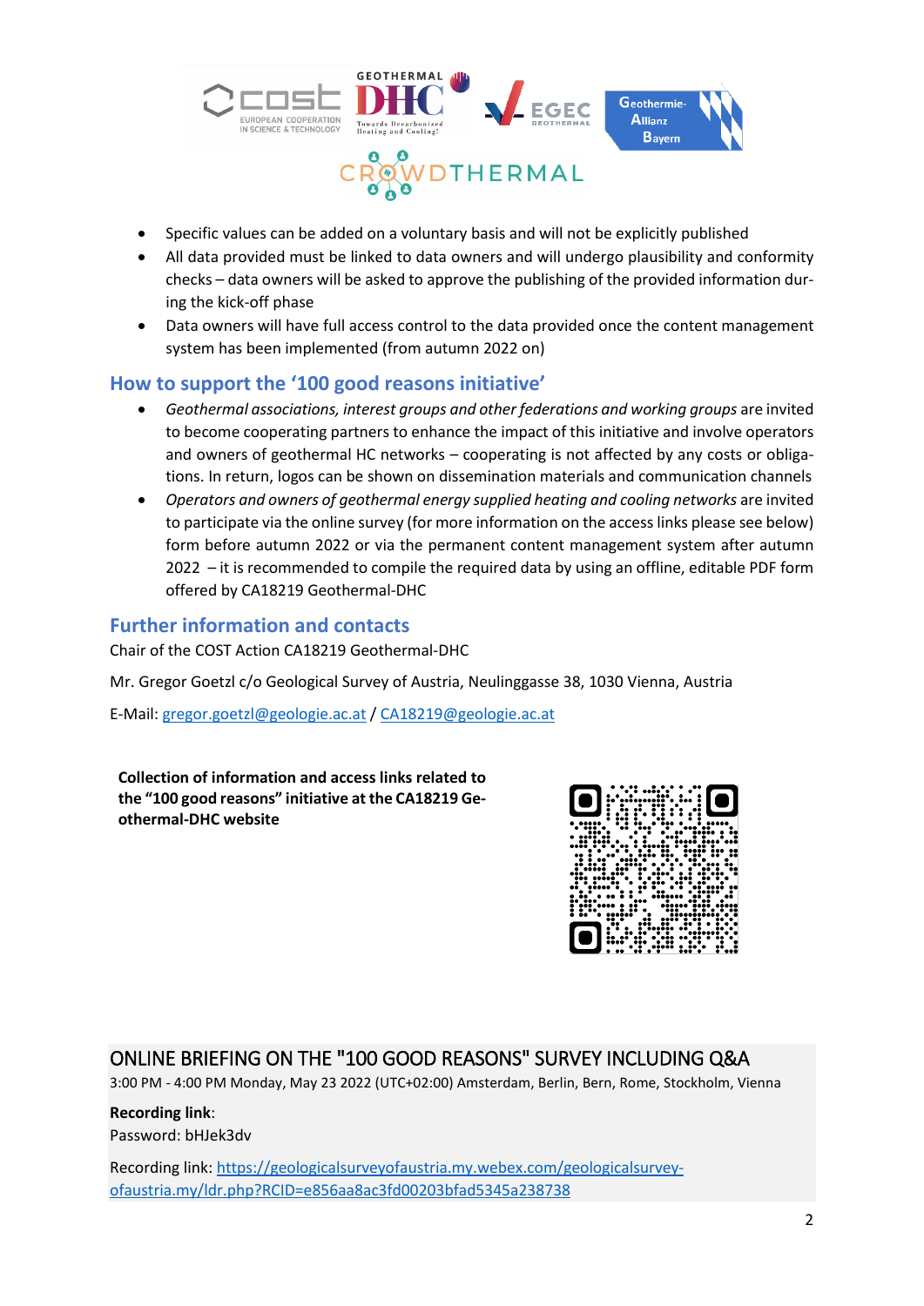- Specific values can be added on a voluntary basis and will not be explicitly published
- All data provided must be linked to data owners and will undergo plausibility and conformity checks – data owners will be asked to approve the publishing of the provided information during the kick-off phase
- Data owners will have full access control to the data provided once the content management system has been implemented (from autumn 2022 on)

## How to support the '100 good reasons initiative'

- *Geothermal associations, interest groups and other federations and working groups* are invited to become cooperating partners to enhance the impact of this initiative and involve operators and owners of geothermal HC networks – cooperating is not affected by any costs or obligations. In return, logos can be shown on dissemination materials and communication channels
- *Operators and owners of geothermal energy supplied heating and cooling networks* are invited to participate via the online survey (for more information on the access links please see below) form before autumn 2022 or via the permanent content management system after autumn 2022 – it is recommended to compile the required data by using an offline, editable PDF form offered by CA18219 Geothermal-DHC

## Further information and contacts

Chair of the COST Action CA18219 Geothermal-DHC

Mr. Gregor Goetzl c/o Geological Survey of Austria, Neulinggasse 38, 1030 Vienna, Austria

E-Mail: gregor.goetzl@geologie.ac.at / CA18219@geologie.ac.at

**Collection of information and access links related to the "100 good reasons" initiative at the CA18219 Geothermal-DHC website**

## ONLINE BRIEFING ON THE "100 GOOD REASONS" SURVEY INCLUDING Q&A

3:00 PM - 4:00 PM Monday, May 23 2022 (UTC+02:00) Amsterdam, Berlin, Bern, Rome, Stockholm, Vienna

**Recording link**:
Password: bHJek3dv

Recording link: https://geologicalsurveyofaustria.my.webex.com/geologicalsurveyofaustria.my/ldr.php?RCID=e856aa8ac3fd00203bfad5345a238738